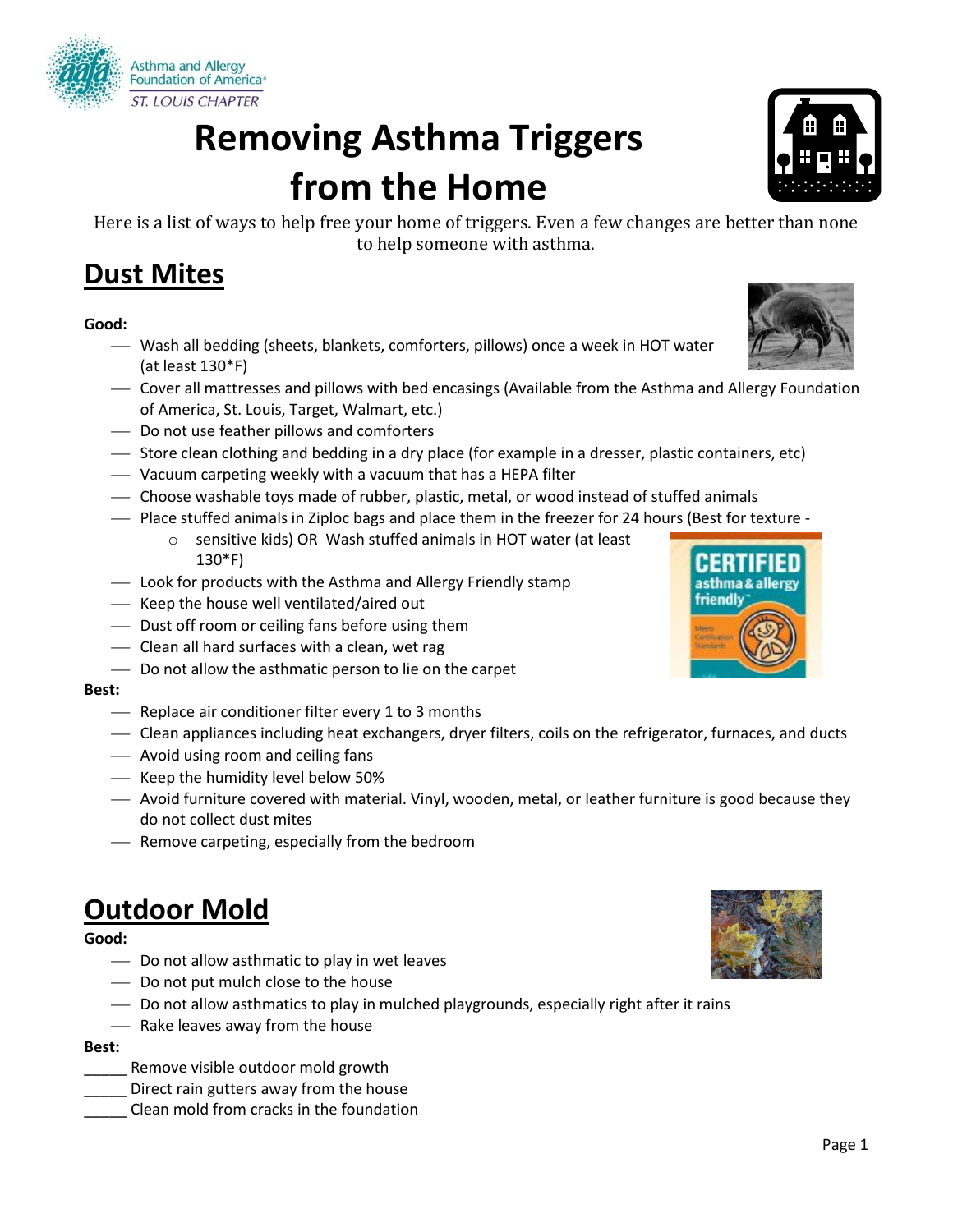Asthma and Allergy Foundation of America
ST. LOUIS CHAPTER

# Removing Asthma Triggers from the Home

Here is a list of ways to help free your home of triggers. Even a few changes are better than none to help someone with asthma.

## Dust Mites

**Good:**

- Wash all bedding (sheets, blankets, comforters, pillows) once a week in HOT water (at least 130*F)
- Cover all mattresses and pillows with bed encasings (Available from the Asthma and Allergy Foundation of America, St. Louis, Target, Walmart, etc.)
- Do not use feather pillows and comforters
- Store clean clothing and bedding in a dry place (for example in a dresser, plastic containers, etc)
- Vacuum carpeting weekly with a vacuum that has a HEPA filter
- Choose washable toys made of rubber, plastic, metal, or wood instead of stuffed animals
- Place stuffed animals in Ziploc bags and place them in the freezer for 24 hours (Best for texture -
    - sensitive kids) OR Wash stuffed animals in HOT water (at least 130*F)
- Look for products with the Asthma and Allergy Friendly stamp
- Keep the house well ventilated/aired out
- Dust off room or ceiling fans before using them
- Clean all hard surfaces with a clean, wet rag
- Do not allow the asthmatic person to lie on the carpet

**Best:**

- Replace air conditioner filter every 1 to 3 months
- Clean appliances including heat exchangers, dryer filters, coils on the refrigerator, furnaces, and ducts
- Avoid using room and ceiling fans
- Keep the humidity level below 50%
- Avoid furniture covered with material. Vinyl, wooden, metal, or leather furniture is good because they do not collect dust mites
- Remove carpeting, especially from the bedroom

## Outdoor Mold

**Good:**

- Do not allow asthmatic to play in wet leaves
- Do not put mulch close to the house
- Do not allow asthmatics to play in mulched playgrounds, especially right after it rains
- Rake leaves away from the house

**Best:**

_____ Remove visible outdoor mold growth
_____ Direct rain gutters away from the house
_____ Clean mold from cracks in the foundation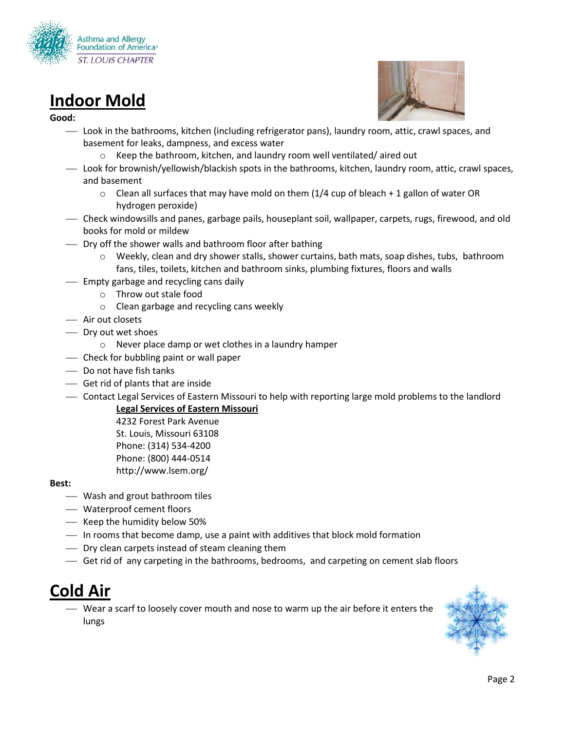# Indoor Mold

**Good:**

- Look in the bathrooms, kitchen (including refrigerator pans), laundry room, attic, crawl spaces, and basement for leaks, dampness, and excess water
  - Keep the bathroom, kitchen, and laundry room well ventilated/ aired out
- Look for brownish/yellowish/blackish spots in the bathrooms, kitchen, laundry room, attic, crawl spaces, and basement
  - Clean all surfaces that may have mold on them (1/4 cup of bleach + 1 gallon of water OR hydrogen peroxide)
- Check windowsills and panes, garbage pails, houseplant soil, wallpaper, carpets, rugs, firewood, and old books for mold or mildew
- Dry off the shower walls and bathroom floor after bathing
  - Weekly, clean and dry shower stalls, shower curtains, bath mats, soap dishes, tubs, bathroom fans, tiles, toilets, kitchen and bathroom sinks, plumbing fixtures, floors and walls
- Empty garbage and recycling cans daily
  - Throw out stale food
  - Clean garbage and recycling cans weekly
- Air out closets
- Dry out wet shoes
  - Never place damp or wet clothes in a laundry hamper
- Check for bubbling paint or wall paper
- Do not have fish tanks
- Get rid of plants that are inside
- Contact Legal Services of Eastern Missouri to help with reporting large mold problems to the landlord

  **Legal Services of Eastern Missouri**
  4232 Forest Park Avenue
  St. Louis, Missouri 63108
  Phone: (314) 534-4200
  Phone: (800) 444-0514
  http://www.lsem.org/

**Best:**

- Wash and grout bathroom tiles
- Waterproof cement floors
- Keep the humidity below 50%
- In rooms that become damp, use a paint with additives that block mold formation
- Dry clean carpets instead of steam cleaning them
- Get rid of any carpeting in the bathrooms, bedrooms, and carpeting on cement slab floors

# Cold Air

- Wear a scarf to loosely cover mouth and nose to warm up the air before it enters the lungs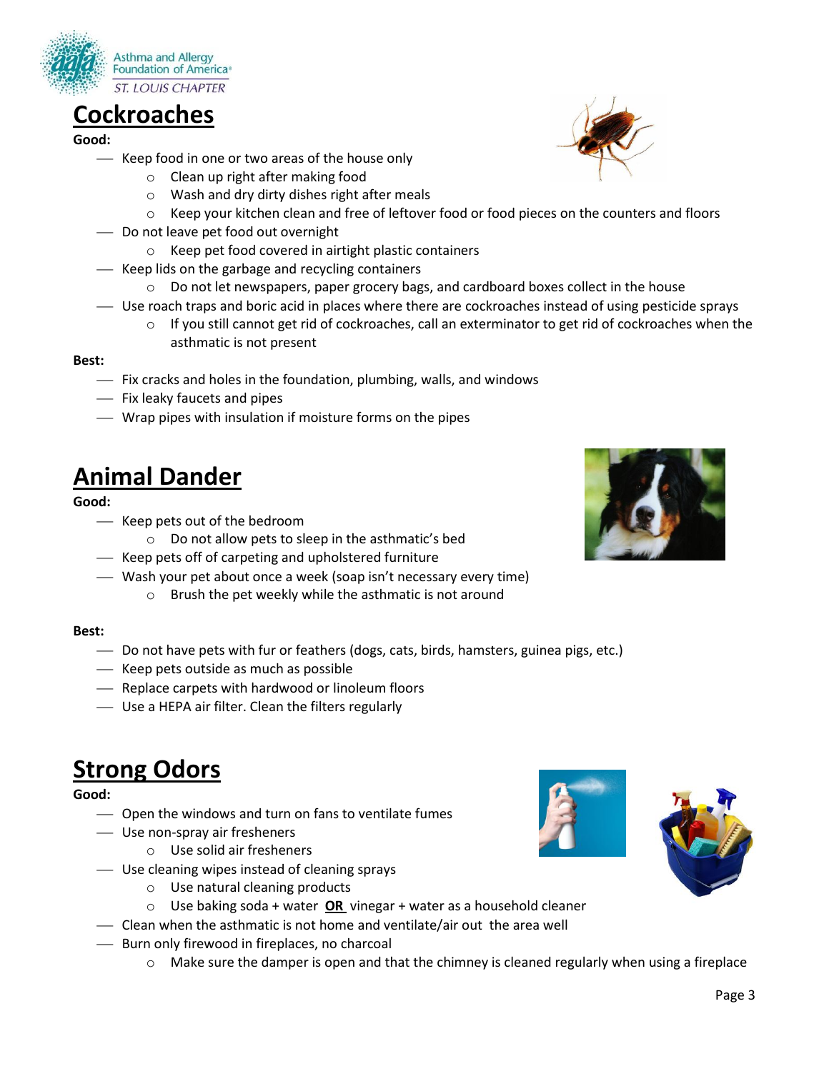# Cockroaches

**Good:**

- Keep food in one or two areas of the house only
  - Clean up right after making food
  - Wash and dry dirty dishes right after meals
  - Keep your kitchen clean and free of leftover food or food pieces on the counters and floors
- Do not leave pet food out overnight
  - Keep pet food covered in airtight plastic containers
- Keep lids on the garbage and recycling containers
  - Do not let newspapers, paper grocery bags, and cardboard boxes collect in the house
- Use roach traps and boric acid in places where there are cockroaches instead of using pesticide sprays
  - If you still cannot get rid of cockroaches, call an exterminator to get rid of cockroaches when the asthmatic is not present

**Best:**

- Fix cracks and holes in the foundation, plumbing, walls, and windows
- Fix leaky faucets and pipes
- Wrap pipes with insulation if moisture forms on the pipes

# Animal Dander

**Good:**

- Keep pets out of the bedroom
  - Do not allow pets to sleep in the asthmatic's bed
- Keep pets off of carpeting and upholstered furniture
- Wash your pet about once a week (soap isn't necessary every time)
  - Brush the pet weekly while the asthmatic is not around

**Best:**

- Do not have pets with fur or feathers (dogs, cats, birds, hamsters, guinea pigs, etc.)
- Keep pets outside as much as possible
- Replace carpets with hardwood or linoleum floors
- Use a HEPA air filter. Clean the filters regularly

# Strong Odors

**Good:**

- Open the windows and turn on fans to ventilate fumes
- Use non-spray air fresheners
  - Use solid air fresheners
- Use cleaning wipes instead of cleaning sprays
  - Use natural cleaning products
  - Use baking soda + water **OR** vinegar + water as a household cleaner
- Clean when the asthmatic is not home and ventilate/air out the area well
- Burn only firewood in fireplaces, no charcoal
  - Make sure the damper is open and that the chimney is cleaned regularly when using a fireplace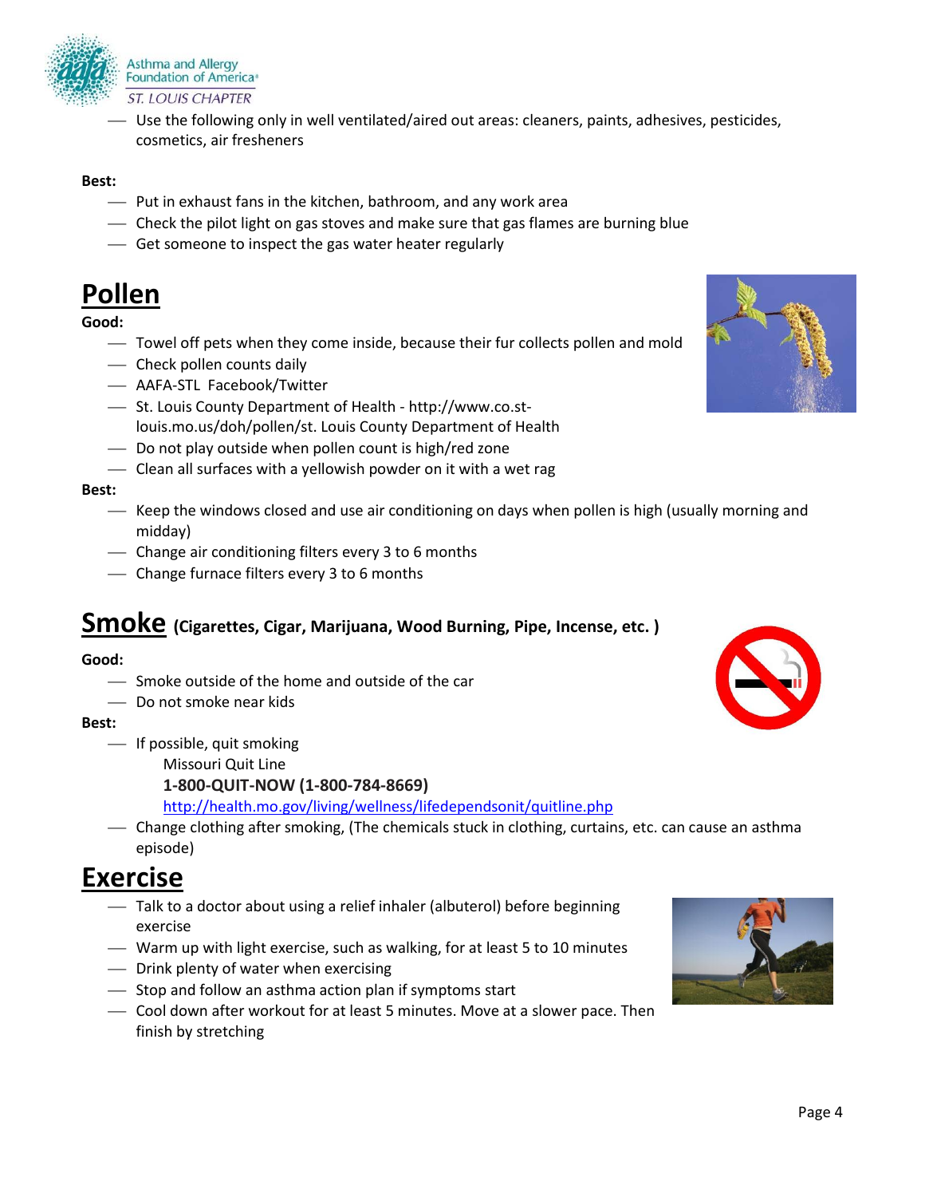- Use the following only in well ventilated/aired out areas: cleaners, paints, adhesives, pesticides, cosmetics, air fresheners

**Best:**

- Put in exhaust fans in the kitchen, bathroom, and any work area
- Check the pilot light on gas stoves and make sure that gas flames are burning blue
- Get someone to inspect the gas water heater regularly

## Pollen

**Good:**

- Towel off pets when they come inside, because their fur collects pollen and mold
- Check pollen counts daily
- AAFA-STL Facebook/Twitter
- St. Louis County Department of Health - http://www.co.st-louis.mo.us/doh/pollen/st. Louis County Department of Health
- Do not play outside when pollen count is high/red zone
- Clean all surfaces with a yellowish powder on it with a wet rag

**Best:**

- Keep the windows closed and use air conditioning on days when pollen is high (usually morning and midday)
- Change air conditioning filters every 3 to 6 months
- Change furnace filters every 3 to 6 months

## Smoke (Cigarettes, Cigar, Marijuana, Wood Burning, Pipe, Incense, etc. )

**Good:**

- Smoke outside of the home and outside of the car
- Do not smoke near kids

**Best:**

- If possible, quit smoking
  
  Missouri Quit Line
  
  **1-800-QUIT-NOW (1-800-784-8669)**
  
  http://health.mo.gov/living/wellness/lifedependsonit/quitline.php
- Change clothing after smoking, (The chemicals stuck in clothing, curtains, etc. can cause an asthma episode)

## Exercise

- Talk to a doctor about using a relief inhaler (albuterol) before beginning exercise
- Warm up with light exercise, such as walking, for at least 5 to 10 minutes
- Drink plenty of water when exercising
- Stop and follow an asthma action plan if symptoms start
- Cool down after workout for at least 5 minutes. Move at a slower pace. Then finish by stretching